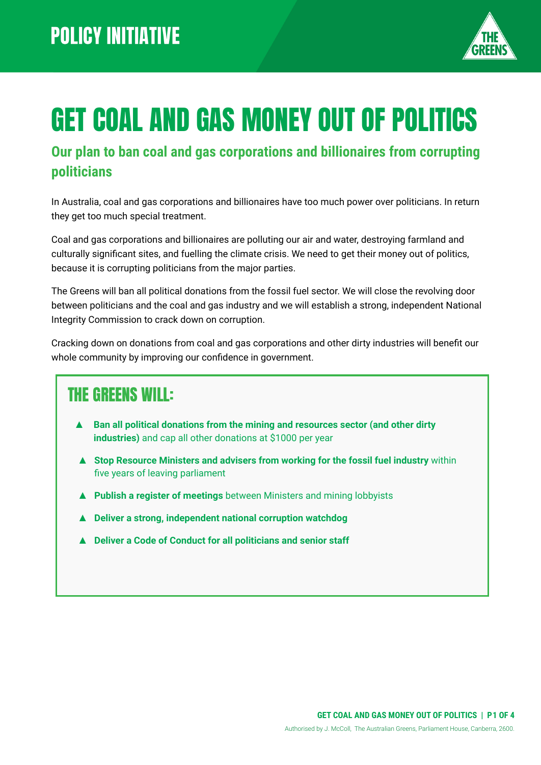POLICY INITIATIVE

# GET COAL AND GAS MONEY OUT OF POLITICS

## Our plan to ban coal and gas corporations and billionaires from corrupting politicians

In Australia, coal and gas corporations and billionaires have too much power over politicians. In return they get too much special treatment.

Coal and gas corporations and billionaires are polluting our air and water, destroying farmland and culturally significant sites, and fuelling the climate crisis. We need to get their money out of politics, because it is corrupting politicians from the major parties.

The Greens will ban all political donations from the fossil fuel sector. We will close the revolving door between politicians and the coal and gas industry and we will establish a strong, independent National Integrity Commission to crack down on corruption.

Cracking down on donations from coal and gas corporations and other dirty industries will benefit our whole community by improving our confidence in government.

### THE GREENS WILL:

- **Ban all political donations from the mining and resources sector (and other dirty industries)** and cap all other donations at $1000 per year
- **Stop Resource Ministers and advisers from working for the fossil fuel industry** within five years of leaving parliament
- **Publish a register of meetings** between Ministers and mining lobbyists
- **Deliver a strong, independent national corruption watchdog**
- **Deliver a Code of Conduct for all politicians and senior staff**

Authorised by J. McColl, The Australian Greens, Parliament House, Canberra, 2600.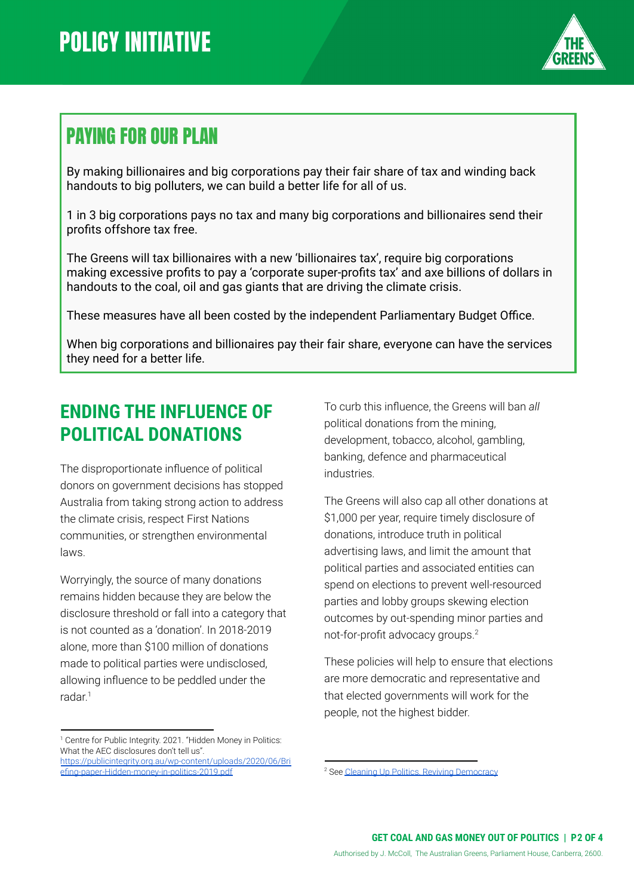# POLICY INITIATIVE

## PAYING FOR OUR PLAN

By making billionaires and big corporations pay their fair share of tax and winding back handouts to big polluters, we can build a better life for all of us.

1 in 3 big corporations pays no tax and many big corporations and billionaires send their profits offshore tax free.

The Greens will tax billionaires with a new 'billionaires tax', require big corporations making excessive profits to pay a 'corporate super-profits tax' and axe billions of dollars in handouts to the coal, oil and gas giants that are driving the climate crisis.

These measures have all been costed by the independent Parliamentary Budget Office.

When big corporations and billionaires pay their fair share, everyone can have the services they need for a better life.

## ENDING THE INFLUENCE OF POLITICAL DONATIONS

The disproportionate influence of political donors on government decisions has stopped Australia from taking strong action to address the climate crisis, respect First Nations communities, or strengthen environmental laws.

Worryingly, the source of many donations remains hidden because they are below the disclosure threshold or fall into a category that is not counted as a 'donation'. In 2018-2019 alone, more than $100 million of donations made to political parties were undisclosed, allowing influence to be peddled under the radar.[1]

To curb this influence, the Greens will ban *all* political donations from the mining, development, tobacco, alcohol, gambling, banking, defence and pharmaceutical industries.

The Greens will also cap all other donations at $1,000 per year, require timely disclosure of donations, introduce truth in political advertising laws, and limit the amount that political parties and associated entities can spend on elections to prevent well-resourced parties and lobby groups skewing election outcomes by out-spending minor parties and not-for-profit advocacy groups.[2]

These policies will help to ensure that elections are more democratic and representative and that elected governments will work for the people, not the highest bidder.

---

[1] Centre for Public Integrity. 2021. "Hidden Money in Politics: What the AEC disclosures don't tell us". https://publicintegrity.org.au/wp-content/uploads/2020/06/Briefing-paper-Hidden-money-in-politics-2019.pdf

[2] See Cleaning Up Politics, Reviving Democracy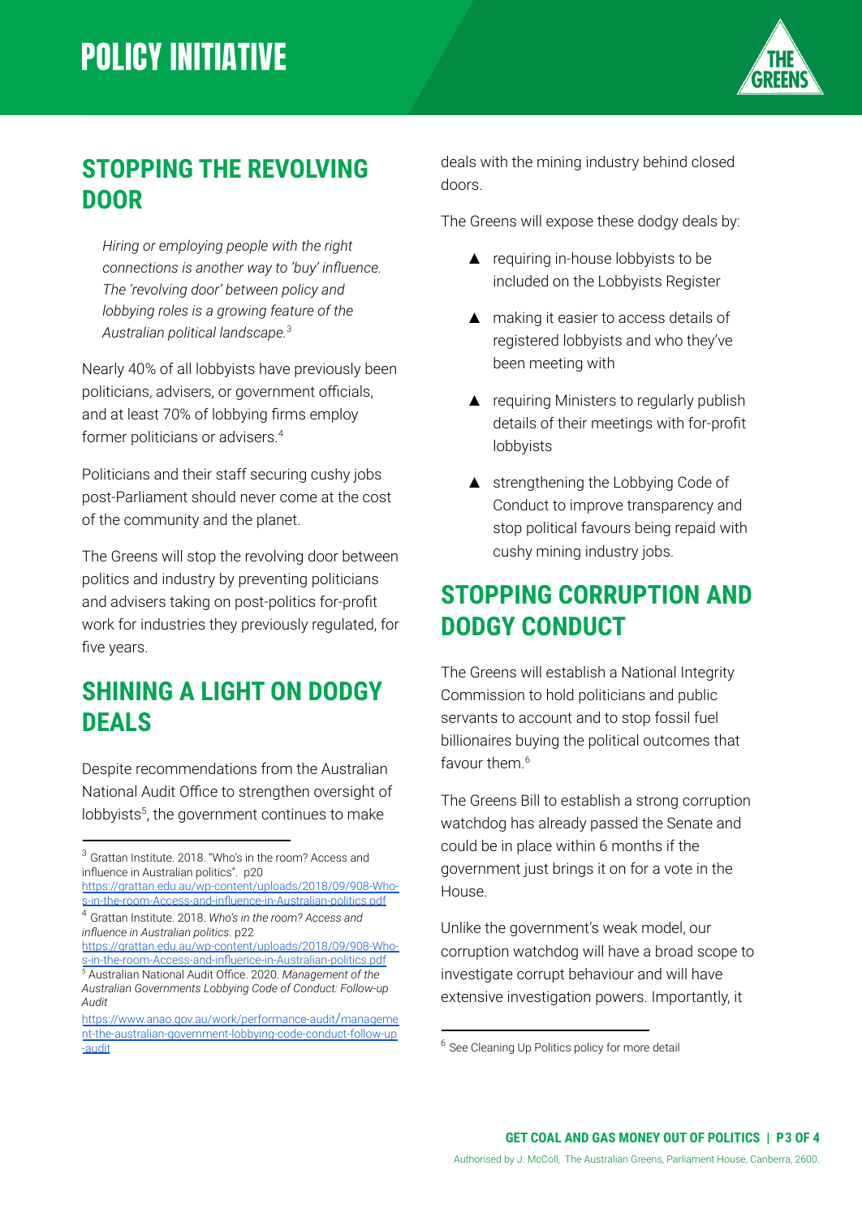## STOPPING THE REVOLVING DOOR

> *Hiring or employing people with the right connections is another way to 'buy' influence. The 'revolving door' between policy and lobbying roles is a growing feature of the Australian political landscape.*[3]

Nearly 40% of all lobbyists have previously been politicians, advisers, or government officials, and at least 70% of lobbying firms employ former politicians or advisers.[4]

Politicians and their staff securing cushy jobs post-Parliament should never come at the cost of the community and the planet.

The Greens will stop the revolving door between politics and industry by preventing politicians and advisers taking on post-politics for-profit work for industries they previously regulated, for five years.

## SHINING A LIGHT ON DODGY DEALS

Despite recommendations from the Australian National Audit Office to strengthen oversight of lobbyists[5], the government continues to make deals with the mining industry behind closed doors.

The Greens will expose these dodgy deals by:

- requiring in-house lobbyists to be included on the Lobbyists Register
- making it easier to access details of registered lobbyists and who they've been meeting with
- requiring Ministers to regularly publish details of their meetings with for-profit lobbyists
- strengthening the Lobbying Code of Conduct to improve transparency and stop political favours being repaid with cushy mining industry jobs.

## STOPPING CORRUPTION AND DODGY CONDUCT

The Greens will establish a National Integrity Commission to hold politicians and public servants to account and to stop fossil fuel billionaires buying the political outcomes that favour them.[6]

The Greens Bill to establish a strong corruption watchdog has already passed the Senate and could be in place within 6 months if the government just brings it on for a vote in the House.

Unlike the government's weak model, our corruption watchdog will have a broad scope to investigate corrupt behaviour and will have extensive investigation powers. Importantly, it

---

[3] Grattan Institute. 2018. "Who's in the room? Access and influence in Australian politics". p20 https://grattan.edu.au/wp-content/uploads/2018/09/908-Who-s-in-the-room-Access-and-influence-in-Australian-politics.pdf

[4] Grattan Institute. 2018. *Who's in the room? Access and influence in Australian politics*. p22 https://grattan.edu.au/wp-content/uploads/2018/09/908-Who-s-in-the-room-Access-and-influence-in-Australian-politics.pdf

[5] Australian National Audit Office. 2020. *Management of the Australian Governments Lobbying Code of Conduct: Follow-up Audit* https://www.anao.gov.au/work/performance-audit/management-the-australian-government-lobbying-code-conduct-follow-up-audit

[6] See Cleaning Up Politics policy for more detail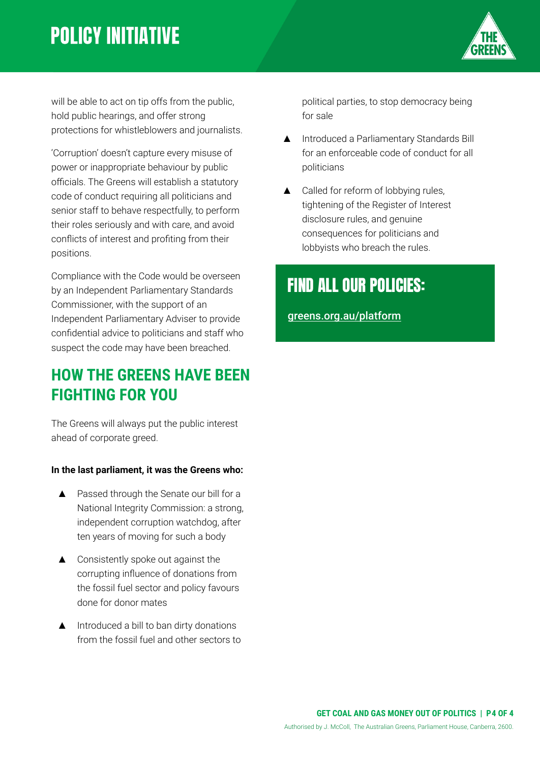will be able to act on tip offs from the public, hold public hearings, and offer strong protections for whistleblowers and journalists.

'Corruption' doesn't capture every misuse of power or inappropriate behaviour by public officials. The Greens will establish a statutory code of conduct requiring all politicians and senior staff to behave respectfully, to perform their roles seriously and with care, and avoid conflicts of interest and profiting from their positions.

Compliance with the Code would be overseen by an Independent Parliamentary Standards Commissioner, with the support of an Independent Parliamentary Adviser to provide confidential advice to politicians and staff who suspect the code may have been breached.

## HOW THE GREENS HAVE BEEN FIGHTING FOR YOU

The Greens will always put the public interest ahead of corporate greed.

**In the last parliament, it was the Greens who:**

- Passed through the Senate our bill for a National Integrity Commission: a strong, independent corruption watchdog, after ten years of moving for such a body
- Consistently spoke out against the corrupting influence of donations from the fossil fuel sector and policy favours done for donor mates
- Introduced a bill to ban dirty donations from the fossil fuel and other sectors to political parties, to stop democracy being for sale
- Introduced a Parliamentary Standards Bill for an enforceable code of conduct for all politicians
- Called for reform of lobbying rules, tightening of the Register of Interest disclosure rules, and genuine consequences for politicians and lobbyists who breach the rules.

## FIND ALL OUR POLICIES:

greens.org.au/platform

Authorised by J. McColl, The Australian Greens, Parliament House, Canberra, 2600.